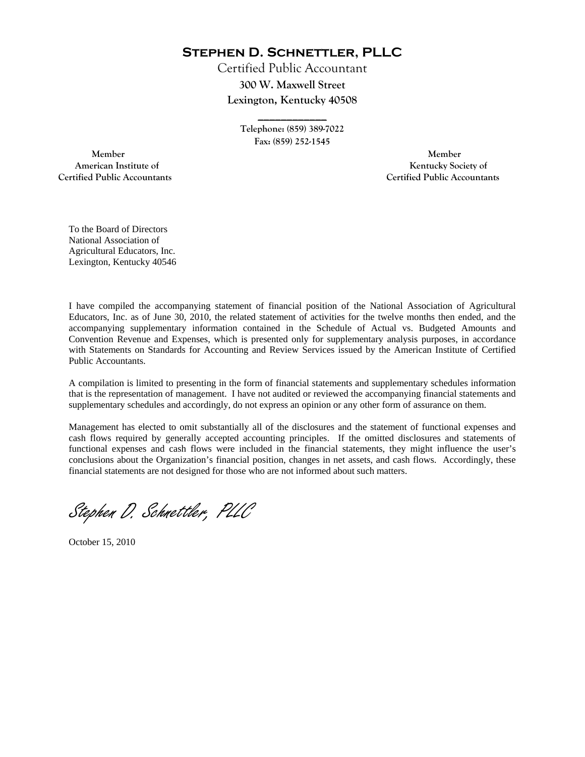# **Stephen D. Schnettler, PLLC**

Certified Public Accountant

**300 W. Maxwell Street**

**Lexington, Kentucky 40508**

---

**Telephone: (859) 389-7022**

**Fax: (859) 252-1545**

**Member**
**American Institute of**
**Certified Public Accountants**

**Member**
**Kentucky Society of**
**Certified Public Accountants**

To the Board of Directors
National Association of
Agricultural Educators, Inc.
Lexington, Kentucky 40546

I have compiled the accompanying statement of financial position of the National Association of Agricultural Educators, Inc. as of June 30, 2010, the related statement of activities for the twelve months then ended, and the accompanying supplementary information contained in the Schedule of Actual vs. Budgeted Amounts and Convention Revenue and Expenses, which is presented only for supplementary analysis purposes, in accordance with Statements on Standards for Accounting and Review Services issued by the American Institute of Certified Public Accountants.

A compilation is limited to presenting in the form of financial statements and supplementary schedules information that is the representation of management. I have not audited or reviewed the accompanying financial statements and supplementary schedules and accordingly, do not express an opinion or any other form of assurance on them.

Management has elected to omit substantially all of the disclosures and the statement of functional expenses and cash flows required by generally accepted accounting principles. If the omitted disclosures and statements of functional expenses and cash flows were included in the financial statements, they might influence the user's conclusions about the Organization's financial position, changes in net assets, and cash flows. Accordingly, these financial statements are not designed for those who are not informed about such matters.

*Stephen D. Schnettler, PLLC*

October 15, 2010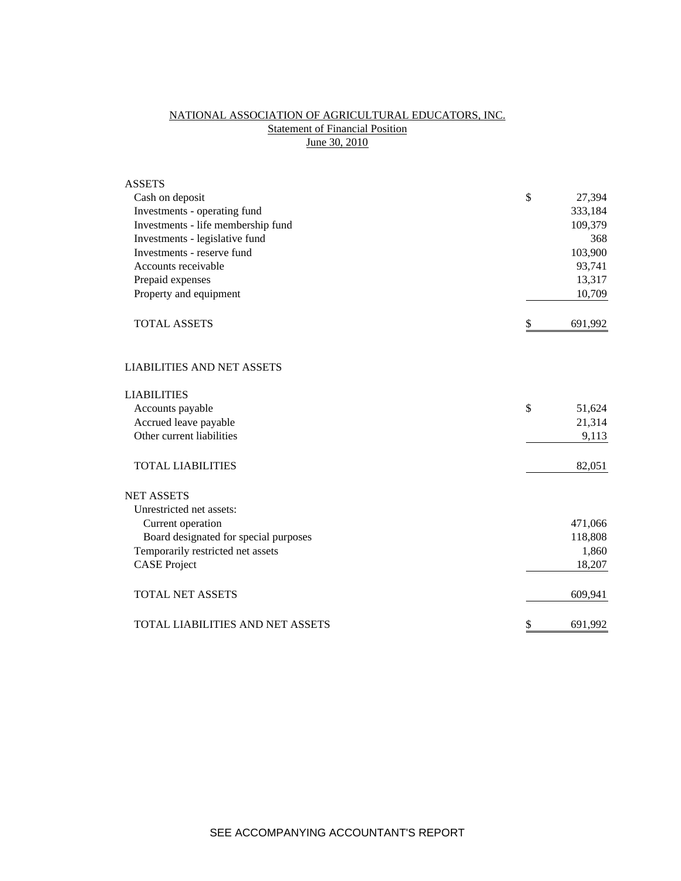# NATIONAL ASSOCIATION OF AGRICULTURAL EDUCATORS, INC.

## Statement of Financial Position

### June 30, 2010

| | | |
|---|---|---|
| **ASSETS** | | |
| Cash on deposit | $ | 27,394 |
| Investments - operating fund | | 333,184 |
| Investments - life membership fund | | 109,379 |
| Investments - legislative fund | | 368 |
| Investments - reserve fund | | 103,900 |
| Accounts receivable | | 93,741 |
| Prepaid expenses | | 13,317 |
| Property and equipment | | 10,709 |
| TOTAL ASSETS | $ | 691,992 |
| | | |
| **LIABILITIES AND NET ASSETS** | | |
| | | |
| **LIABILITIES** | | |
| Accounts payable | $ | 51,624 |
| Accrued leave payable | | 21,314 |
| Other current liabilities | | 9,113 |
| TOTAL LIABILITIES | | 82,051 |
| | | |
| **NET ASSETS** | | |
| Unrestricted net assets: | | |
| Current operation | | 471,066 |
| Board designated for special purposes | | 118,808 |
| Temporarily restricted net assets | | 1,860 |
| CASE Project | | 18,207 |
| TOTAL NET ASSETS | | 609,941 |
| | | |
| TOTAL LIABILITIES AND NET ASSETS | $ | 691,992 |

SEE ACCOMPANYING ACCOUNTANT'S REPORT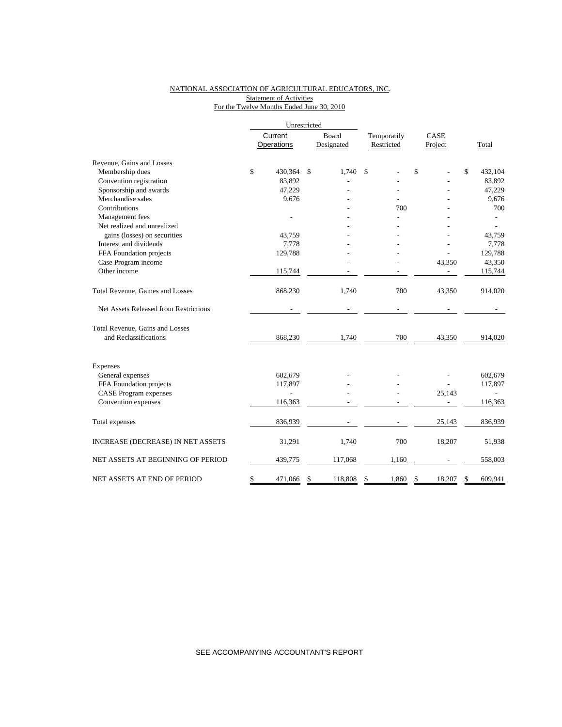NATIONAL ASSOCIATION OF AGRICULTURAL EDUCATORS, INC.
Statement of Activities
For the Twelve Months Ended June 30, 2010

| | Unrestricted | | | | |
|---|---|---|---|---|---|
| | Current Operations | Board Designated | Temporarily Restricted | CASE Project | Total |
| Revenue, Gains and Losses | | | | | |
| Membership dues | $ 430,364 | $ 1,740 | $ - | $ - | $ 432,104 |
| Convention registration | 83,892 | - | - | - | 83,892 |
| Sponsorship and awards | 47,229 | - | - | - | 47,229 |
| Merchandise sales | 9,676 | - | - | - | 9,676 |
| Contributions | | - | 700 | - | 700 |
| Management fees | - | - | - | - | - |
| Net realized and unrealized gains (losses) on securities | 43,759 | - | - | - | 43,759 |
| Interest and dividends | 7,778 | - | - | - | 7,778 |
| FFA Foundation projects | 129,788 | - | - | - | 129,788 |
| Case Program income | | - | - | 43,350 | 43,350 |
| Other income | 115,744 | - | - | - | 115,744 |
| Total Revenue, Gaines and Losses | 868,230 | 1,740 | 700 | 43,350 | 914,020 |
| Net Assets Released from Restrictions | - | - | - | - | - |
| Total Revenue, Gains and Losses and Reclassifications | 868,230 | 1,740 | 700 | 43,350 | 914,020 |
| Expenses | | | | | |
| General expenses | 602,679 | - | - | - | 602,679 |
| FFA Foundation projects | 117,897 | - | - | - | 117,897 |
| CASE Program expenses | - | - | - | 25,143 | - |
| Convention expenses | 116,363 | - | - | - | 116,363 |
| Total expenses | 836,939 | - | - | 25,143 | 836,939 |
| INCREASE (DECREASE) IN NET ASSETS | 31,291 | 1,740 | 700 | 18,207 | 51,938 |
| NET ASSETS AT BEGINNING OF PERIOD | 439,775 | 117,068 | 1,160 | - | 558,003 |
| NET ASSETS AT END OF PERIOD | $ 471,066 | $ 118,808 | $ 1,860 | $ 18,207 | $ 609,941 |

SEE ACCOMPANYING ACCOUNTANT'S REPORT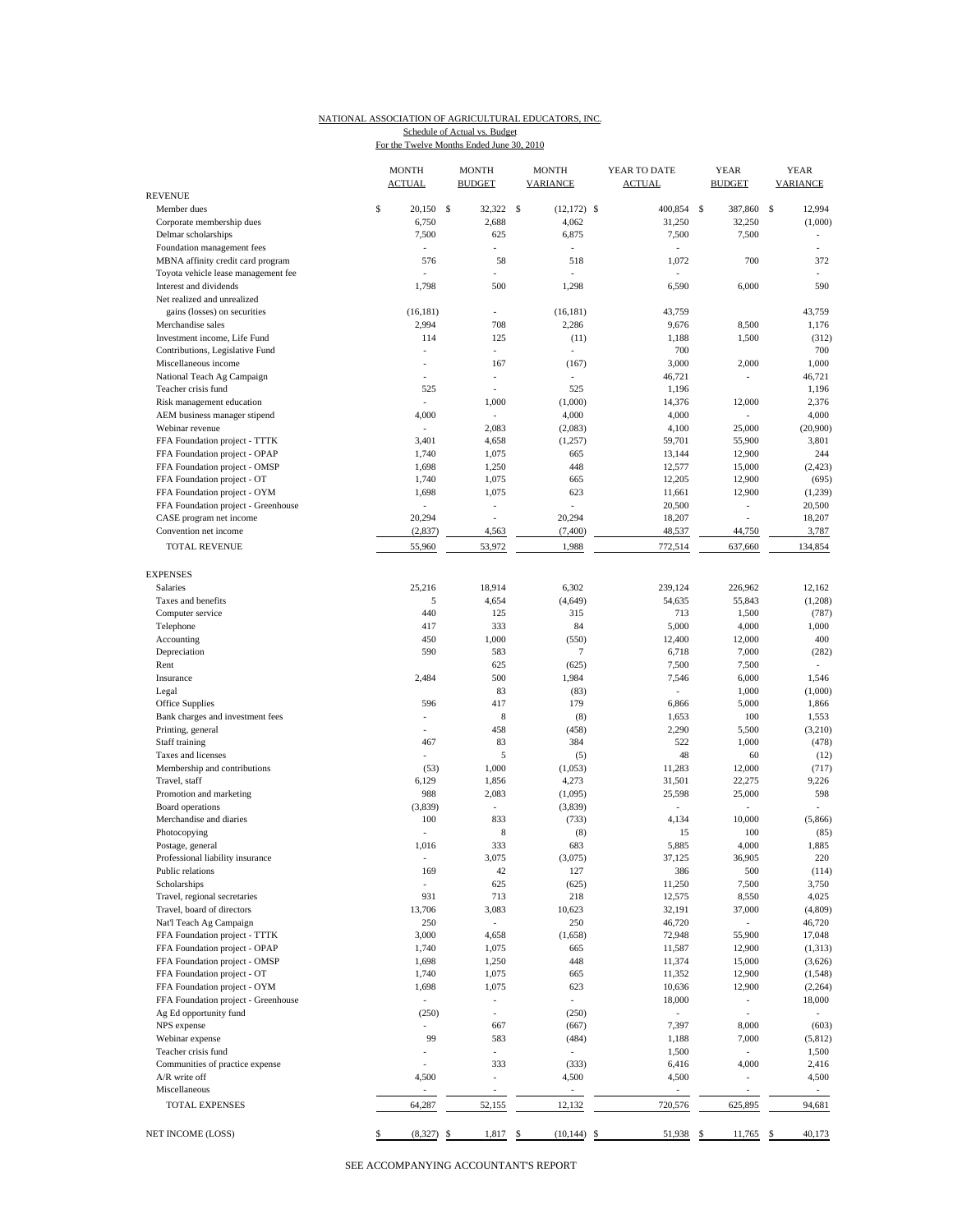NATIONAL ASSOCIATION OF AGRICULTURAL EDUCATORS, INC.

Schedule of Actual vs. Budget

For the Twelve Months Ended June 30, 2010

| | MONTH ACTUAL | MONTH BUDGET | MONTH VARIANCE | YEAR TO DATE ACTUAL | YEAR BUDGET | YEAR VARIANCE |
|---|---|---|---|---|---|---|
| REVENUE | | | | | | |
| Member dues | $ 20,150 | $ 32,322 | $ (12,172) | $ 400,854 | $ 387,860 | $ 12,994 |
| Corporate membership dues | 6,750 | 2,688 | 4,062 | 31,250 | 32,250 | (1,000) |
| Delmar scholarships | 7,500 | 625 | 6,875 | 7,500 | 7,500 | - |
| Foundation management fees | - | - | - | - | | - |
| MBNA affinity credit card program | 576 | 58 | 518 | 1,072 | 700 | 372 |
| Toyota vehicle lease management fee | - | - | - | - | | - |
| Interest and dividends | 1,798 | 500 | 1,298 | 6,590 | 6,000 | 590 |
| Net realized and unrealized gains (losses) on securities | (16,181) | - | (16,181) | 43,759 | | 43,759 |
| Merchandise sales | 2,994 | 708 | 2,286 | 9,676 | 8,500 | 1,176 |
| Investment income, Life Fund | 114 | 125 | (11) | 1,188 | 1,500 | (312) |
| Contributions, Legislative Fund | - | - | - | 700 | | 700 |
| Miscellaneous income | - | 167 | (167) | 3,000 | 2,000 | 1,000 |
| National Teach Ag Campaign | - | - | - | 46,721 | - | 46,721 |
| Teacher crisis fund | 525 | - | 525 | 1,196 | | 1,196 |
| Risk management education | - | 1,000 | (1,000) | 14,376 | 12,000 | 2,376 |
| AEM business manager stipend | 4,000 | - | 4,000 | 4,000 | - | 4,000 |
| Webinar revenue | - | 2,083 | (2,083) | 4,100 | 25,000 | (20,900) |
| FFA Foundation project - TTTK | 3,401 | 4,658 | (1,257) | 59,701 | 55,900 | 3,801 |
| FFA Foundation project - OPAP | 1,740 | 1,075 | 665 | 13,144 | 12,900 | 244 |
| FFA Foundation project - OMSP | 1,698 | 1,250 | 448 | 12,577 | 15,000 | (2,423) |
| FFA Foundation project - OT | 1,740 | 1,075 | 665 | 12,205 | 12,900 | (695) |
| FFA Foundation project - OYM | 1,698 | 1,075 | 623 | 11,661 | 12,900 | (1,239) |
| FFA Foundation project - Greenhouse | - | - | - | 20,500 | - | 20,500 |
| CASE program net income | 20,294 | - | 20,294 | 18,207 | - | 18,207 |
| Convention net income | (2,837) | 4,563 | (7,400) | 48,537 | 44,750 | 3,787 |
| TOTAL REVENUE | 55,960 | 53,972 | 1,988 | 772,514 | 637,660 | 134,854 |
| EXPENSES | | | | | | |
| Salaries | 25,216 | 18,914 | 6,302 | 239,124 | 226,962 | 12,162 |
| Taxes and benefits | 5 | 4,654 | (4,649) | 54,635 | 55,843 | (1,208) |
| Computer service | 440 | 125 | 315 | 713 | 1,500 | (787) |
| Telephone | 417 | 333 | 84 | 5,000 | 4,000 | 1,000 |
| Accounting | 450 | 1,000 | (550) | 12,400 | 12,000 | 400 |
| Depreciation | 590 | 583 | 7 | 6,718 | 7,000 | (282) |
| Rent | | 625 | (625) | 7,500 | 7,500 | - |
| Insurance | 2,484 | 500 | 1,984 | 7,546 | 6,000 | 1,546 |
| Legal | | 83 | (83) | - | 1,000 | (1,000) |
| Office Supplies | 596 | 417 | 179 | 6,866 | 5,000 | 1,866 |
| Bank charges and investment fees | - | 8 | (8) | 1,653 | 100 | 1,553 |
| Printing, general | - | 458 | (458) | 2,290 | 5,500 | (3,210) |
| Staff training | 467 | 83 | 384 | 522 | 1,000 | (478) |
| Taxes and licenses | - | 5 | (5) | 48 | 60 | (12) |
| Membership and contributions | (53) | 1,000 | (1,053) | 11,283 | 12,000 | (717) |
| Travel, staff | 6,129 | 1,856 | 4,273 | 31,501 | 22,275 | 9,226 |
| Promotion and marketing | 988 | 2,083 | (1,095) | 25,598 | 25,000 | 598 |
| Board operations | (3,839) | - | (3,839) | - | - | - |
| Merchandise and diaries | 100 | 833 | (733) | 4,134 | 10,000 | (5,866) |
| Photocopying | - | 8 | (8) | 15 | 100 | (85) |
| Postage, general | 1,016 | 333 | 683 | 5,885 | 4,000 | 1,885 |
| Professional liability insurance | - | 3,075 | (3,075) | 37,125 | 36,905 | 220 |
| Public relations | 169 | 42 | 127 | 386 | 500 | (114) |
| Scholarships | - | 625 | (625) | 11,250 | 7,500 | 3,750 |
| Travel, regional secretaries | 931 | 713 | 218 | 12,575 | 8,550 | 4,025 |
| Travel, board of directors | 13,706 | 3,083 | 10,623 | 32,191 | 37,000 | (4,809) |
| Nat'l Teach Ag Campaign | 250 | - | 250 | 46,720 | - | 46,720 |
| FFA Foundation project - TTTK | 3,000 | 4,658 | (1,658) | 72,948 | 55,900 | 17,048 |
| FFA Foundation project - OPAP | 1,740 | 1,075 | 665 | 11,587 | 12,900 | (1,313) |
| FFA Foundation project - OMSP | 1,698 | 1,250 | 448 | 11,374 | 15,000 | (3,626) |
| FFA Foundation project - OT | 1,740 | 1,075 | 665 | 11,352 | 12,900 | (1,548) |
| FFA Foundation project - OYM | 1,698 | 1,075 | 623 | 10,636 | 12,900 | (2,264) |
| FFA Foundation project - Greenhouse | - | - | - | 18,000 | - | 18,000 |
| Ag Ed opportunity fund | (250) | - | (250) | - | - | - |
| NPS expense | - | 667 | (667) | 7,397 | 8,000 | (603) |
| Webinar expense | 99 | 583 | (484) | 1,188 | 7,000 | (5,812) |
| Teacher crisis fund | - | - | - | 1,500 | - | 1,500 |
| Communities of practice expense | - | 333 | (333) | 6,416 | 4,000 | 2,416 |
| A/R write off | 4,500 | - | 4,500 | 4,500 | - | 4,500 |
| Miscellaneous | - | - | - | - | - | - |
| TOTAL EXPENSES | 64,287 | 52,155 | 12,132 | 720,576 | 625,895 | 94,681 |
| NET INCOME (LOSS) | $ (8,327) | $ 1,817 | $ (10,144) | $ 51,938 | $ 11,765 | $ 40,173 |

SEE ACCOMPANYING ACCOUNTANT'S REPORT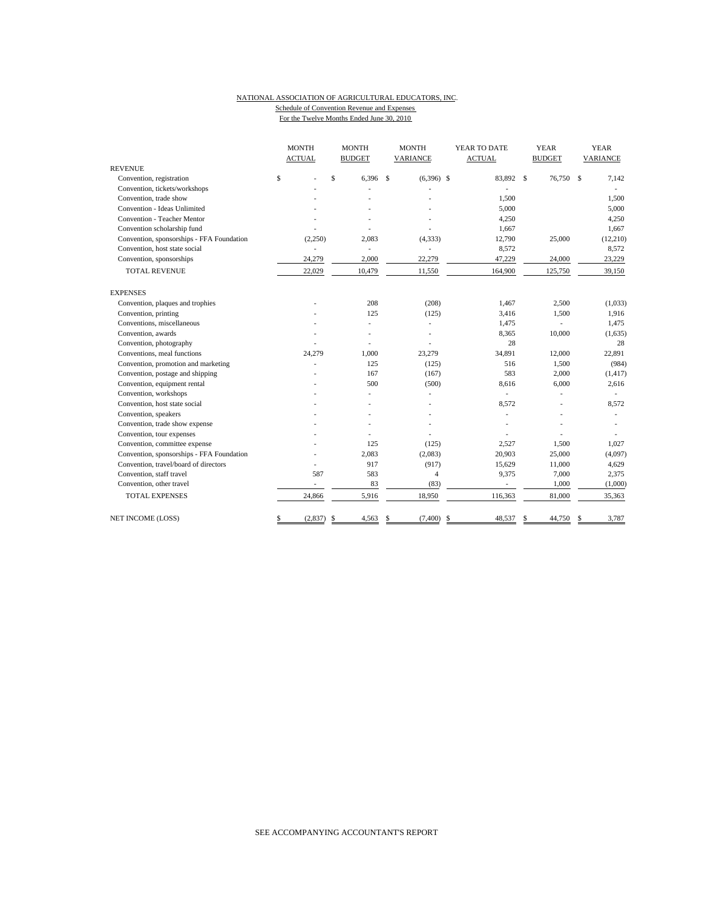NATIONAL ASSOCIATION OF AGRICULTURAL EDUCATORS, INC.
Schedule of Convention Revenue and Expenses
For the Twelve Months Ended June 30, 2010

| | MONTH ACTUAL | MONTH BUDGET | MONTH VARIANCE | YEAR TO DATE ACTUAL | YEAR BUDGET | YEAR VARIANCE |
|---|---|---|---|---|---|---|
| REVENUE | | | | | | |
| Convention, registration | $ - | $ 6,396 | $ (6,396) | $ 83,892 | $ 76,750 | $ 7,142 |
| Convention, tickets/workshops | - | - | - | - | | - |
| Convention, trade show | - | - | - | 1,500 | | 1,500 |
| Convention - Ideas Unlimited | - | - | - | 5,000 | | 5,000 |
| Convention - Teacher Mentor | - | - | - | 4,250 | | 4,250 |
| Convention scholarship fund | - | - | - | 1,667 | | 1,667 |
| Convention, sponsorships - FFA Foundation | (2,250) | 2,083 | (4,333) | 12,790 | 25,000 | (12,210) |
| Convention, host state social | - | - | - | 8,572 | | 8,572 |
| Convention, sponsorships | 24,279 | 2,000 | 22,279 | 47,229 | 24,000 | 23,229 |
| TOTAL REVENUE | 22,029 | 10,479 | 11,550 | 164,900 | 125,750 | 39,150 |
| EXPENSES | | | | | | |
| Convention, plaques and trophies | - | 208 | (208) | 1,467 | 2,500 | (1,033) |
| Convention, printing | - | 125 | (125) | 3,416 | 1,500 | 1,916 |
| Conventions, miscellaneous | - | - | - | 1,475 | - | 1,475 |
| Convention, awards | - | - | - | 8,365 | 10,000 | (1,635) |
| Convention, photography | - | - | - | 28 | | 28 |
| Conventions, meal functions | 24,279 | 1,000 | 23,279 | 34,891 | 12,000 | 22,891 |
| Convention, promotion and marketing | - | 125 | (125) | 516 | 1,500 | (984) |
| Convention, postage and shipping | - | 167 | (167) | 583 | 2,000 | (1,417) |
| Convention, equipment rental | - | 500 | (500) | 8,616 | 6,000 | 2,616 |
| Convention, workshops | - | - | - | - | - | - |
| Convention, host state social | - | - | - | 8,572 | - | 8,572 |
| Convention, speakers | - | - | - | - | - | - |
| Convention, trade show expense | - | - | - | - | - | - |
| Convention, tour expenses | - | - | - | - | - | - |
| Convention, committee expense | - | 125 | (125) | 2,527 | 1,500 | 1,027 |
| Convention, sponsorships - FFA Foundation | - | 2,083 | (2,083) | 20,903 | 25,000 | (4,097) |
| Convention, travel/board of directors | - | 917 | (917) | 15,629 | 11,000 | 4,629 |
| Convention, staff travel | 587 | 583 | 4 | 9,375 | 7,000 | 2,375 |
| Convention, other travel | - | 83 | (83) | - | 1,000 | (1,000) |
| TOTAL EXPENSES | 24,866 | 5,916 | 18,950 | 116,363 | 81,000 | 35,363 |
| NET INCOME (LOSS) | $ (2,837) | $ 4,563 | $ (7,400) | $ 48,537 | $ 44,750 | $ 3,787 |

SEE ACCOMPANYING ACCOUNTANT'S REPORT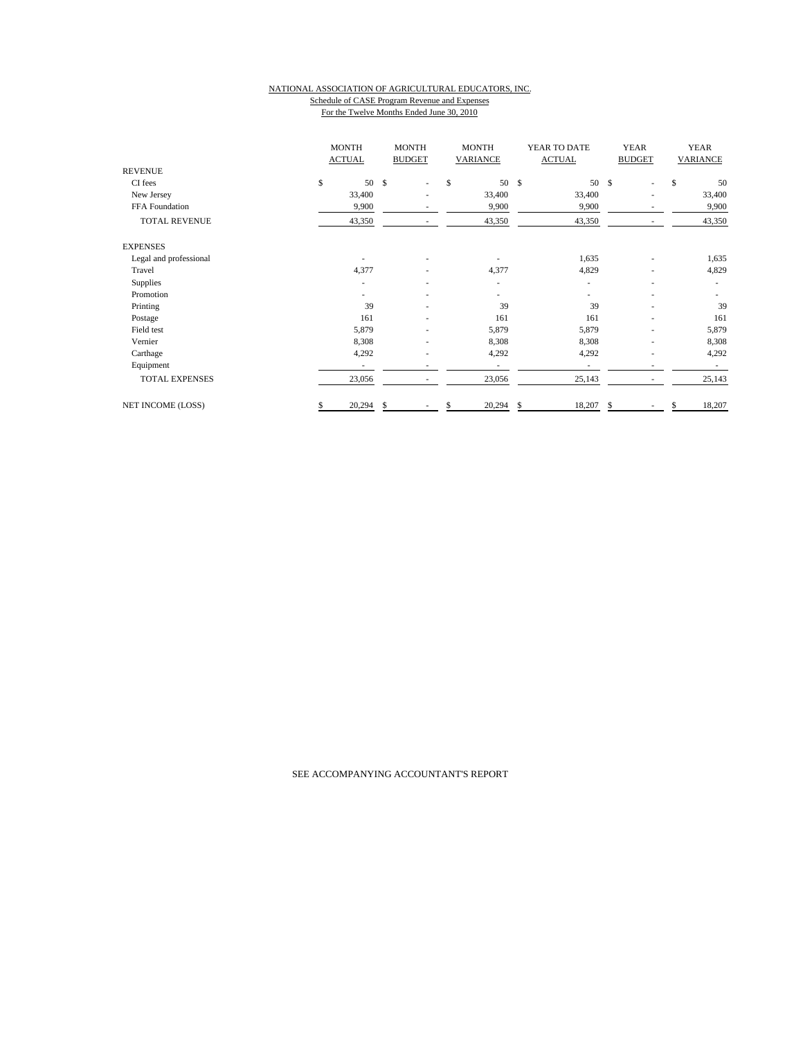NATIONAL ASSOCIATION OF AGRICULTURAL EDUCATORS, INC.

Schedule of CASE Program Revenue and Expenses

For the Twelve Months Ended June 30, 2010

| | MONTH ACTUAL | MONTH BUDGET | MONTH VARIANCE | YEAR TO DATE ACTUAL | YEAR BUDGET | YEAR VARIANCE |
|---|---|---|---|---|---|---|
| REVENUE | | | | | | |
| CI fees | $ 50 | $ - | $ 50 | $ 50 | $ - | $ 50 |
| New Jersey | 33,400 | - | 33,400 | 33,400 | - | 33,400 |
| FFA Foundation | 9,900 | - | 9,900 | 9,900 | - | 9,900 |
| TOTAL REVENUE | 43,350 | - | 43,350 | 43,350 | - | 43,350 |
| EXPENSES | | | | | | |
| Legal and professional | - | - | - | 1,635 | - | 1,635 |
| Travel | 4,377 | - | 4,377 | 4,829 | - | 4,829 |
| Supplies | - | - | - | - | - | - |
| Promotion | - | - | - | - | - | - |
| Printing | 39 | - | 39 | 39 | - | 39 |
| Postage | 161 | - | 161 | 161 | - | 161 |
| Field test | 5,879 | - | 5,879 | 5,879 | - | 5,879 |
| Vernier | 8,308 | - | 8,308 | 8,308 | - | 8,308 |
| Carthage | 4,292 | - | 4,292 | 4,292 | - | 4,292 |
| Equipment | - | - | - | - | - | - |
| TOTAL EXPENSES | 23,056 | - | 23,056 | 25,143 | - | 25,143 |
| NET INCOME (LOSS) | $ 20,294 | $ - | $ 20,294 | $ 18,207 | $ - | $ 18,207 |

SEE ACCOMPANYING ACCOUNTANT'S REPORT